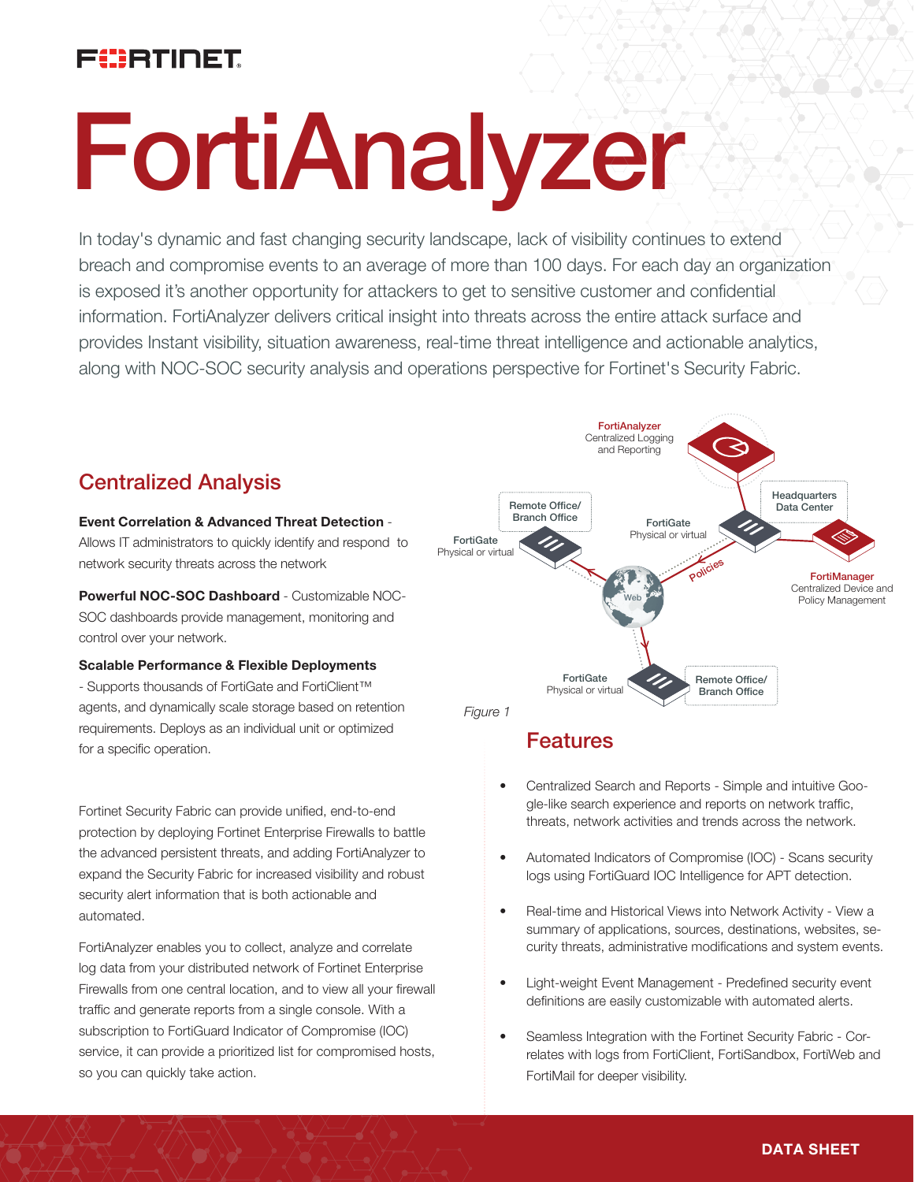FERTINET

# FortiAnalyzer

In today's dynamic and fast changing security landscape, lack of visibility continues to extend breach and compromise events to an average of more than 100 days. For each day an organization is exposed it's another opportunity for attackers to get to sensitive customer and confidential information. FortiAnalyzer delivers critical insight into threats across the entire attack surface and provides Instant visibility, situation awareness, real-time threat intelligence and actionable analytics, along with NOC-SOC security analysis and operations perspective for Fortinet's Security Fabric.

## Centralized Analysis

**Event Correlation & Advanced Threat Detection** - Allows IT administrators to quickly identify and respond to network security threats across the network

**Powerful NOC-SOC Dashboard** - Customizable NOC-SOC dashboards provide management, monitoring and control over your network.

**Scalable Performance & Flexible Deployments** - Supports thousands of FortiGate and FortiClient™ agents, and dynamically scale storage based on retention requirements. Deploys as an individual unit or optimized for a specific operation.

Fortinet Security Fabric can provide unified, end-to-end protection by deploying Fortinet Enterprise Firewalls to battle the advanced persistent threats, and adding FortiAnalyzer to expand the Security Fabric for increased visibility and robust security alert information that is both actionable and automated.

FortiAnalyzer enables you to collect, analyze and correlate log data from your distributed network of Fortinet Enterprise Firewalls from one central location, and to view all your firewall traffic and generate reports from a single console. With a subscription to FortiGuard Indicator of Compromise (IOC) service, it can provide a prioritized list for compromised hosts, so you can quickly take action.

*Figure 1*

## Features

- Centralized Search and Reports - Simple and intuitive Google-like search experience and reports on network traffic, threats, network activities and trends across the network.
- Automated Indicators of Compromise (IOC) - Scans security logs using FortiGuard IOC Intelligence for APT detection.
- Real-time and Historical Views into Network Activity - View a summary of applications, sources, destinations, websites, security threats, administrative modifications and system events.
- Light-weight Event Management - Predefined security event definitions are easily customizable with automated alerts.
- Seamless Integration with the Fortinet Security Fabric - Correlates with logs from FortiClient, FortiSandbox, FortiWeb and FortiMail for deeper visibility.

DATA SHEET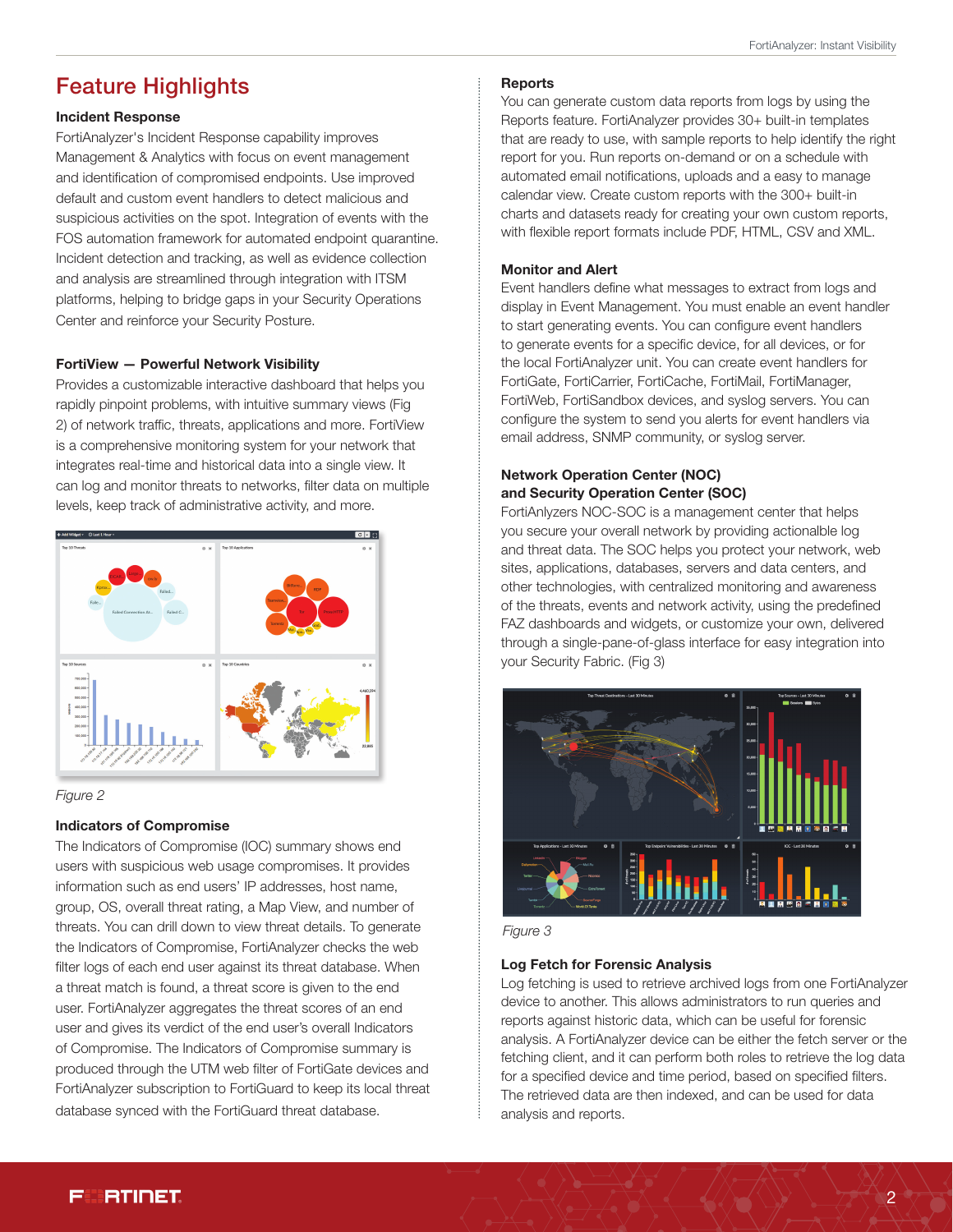## Feature Highlights

### Incident Response

FortiAnalyzer's Incident Response capability improves Management & Analytics with focus on event management and identification of compromised endpoints. Use improved default and custom event handlers to detect malicious and suspicious activities on the spot. Integration of events with the FOS automation framework for automated endpoint quarantine. Incident detection and tracking, as well as evidence collection and analysis are streamlined through integration with ITSM platforms, helping to bridge gaps in your Security Operations Center and reinforce your Security Posture.

### FortiView — Powerful Network Visibility

Provides a customizable interactive dashboard that helps you rapidly pinpoint problems, with intuitive summary views (Fig 2) of network traffic, threats, applications and more. FortiView is a comprehensive monitoring system for your network that integrates real-time and historical data into a single view. It can log and monitor threats to networks, filter data on multiple levels, keep track of administrative activity, and more.

*Figure 2*

### Indicators of Compromise

The Indicators of Compromise (IOC) summary shows end users with suspicious web usage compromises. It provides information such as end users' IP addresses, host name, group, OS, overall threat rating, a Map View, and number of threats. You can drill down to view threat details. To generate the Indicators of Compromise, FortiAnalyzer checks the web filter logs of each end user against its threat database. When a threat match is found, a threat score is given to the end user. FortiAnalyzer aggregates the threat scores of an end user and gives its verdict of the end user's overall Indicators of Compromise. The Indicators of Compromise summary is produced through the UTM web filter of FortiGate devices and FortiAnalyzer subscription to FortiGuard to keep its local threat database synced with the FortiGuard threat database.

### Reports

You can generate custom data reports from logs by using the Reports feature. FortiAnalyzer provides 30+ built-in templates that are ready to use, with sample reports to help identify the right report for you. Run reports on-demand or on a schedule with automated email notifications, uploads and a easy to manage calendar view. Create custom reports with the 300+ built-in charts and datasets ready for creating your own custom reports, with flexible report formats include PDF, HTML, CSV and XML.

### Monitor and Alert

Event handlers define what messages to extract from logs and display in Event Management. You must enable an event handler to start generating events. You can configure event handlers to generate events for a specific device, for all devices, or for the local FortiAnalyzer unit. You can create event handlers for FortiGate, FortiCarrier, FortiCache, FortiMail, FortiManager, FortiWeb, FortiSandbox devices, and syslog servers. You can configure the system to send you alerts for event handlers via email address, SNMP community, or syslog server.

### Network Operation Center (NOC) and Security Operation Center (SOC)

FortiAnalyzers NOC-SOC is a management center that helps you secure your overall network by providing actionalble log and threat data. The SOC helps you protect your network, web sites, applications, databases, servers and data centers, and other technologies, with centralized monitoring and awareness of the threats, events and network activity, using the predefined FAZ dashboards and widgets, or customize your own, delivered through a single-pane-of-glass interface for easy integration into your Security Fabric. (Fig 3)

*Figure 3*

### Log Fetch for Forensic Analysis

Log fetching is used to retrieve archived logs from one FortiAnalyzer device to another. This allows administrators to run queries and reports against historic data, which can be useful for forensic analysis. A FortiAnalyzer device can be either the fetch server or the fetching client, and it can perform both roles to retrieve the log data for a specified device and time period, based on specified filters. The retrieved data are then indexed, and can be used for data analysis and reports.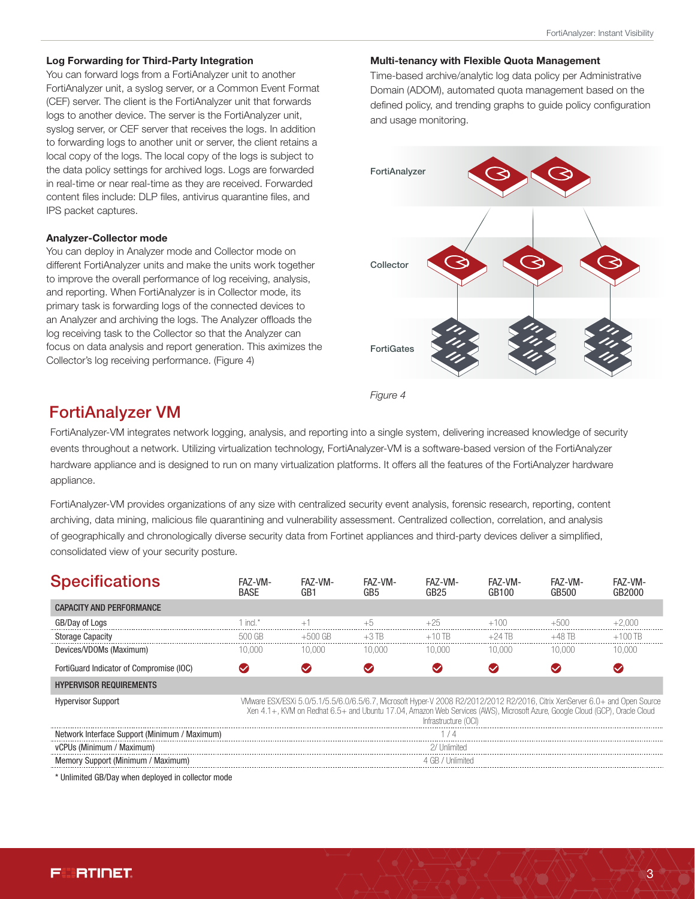### Log Forwarding for Third-Party Integration

You can forward logs from a FortiAnalyzer unit to another FortiAnalyzer unit, a syslog server, or a Common Event Format (CEF) server. The client is the FortiAnalyzer unit that forwards logs to another device. The server is the FortiAnalyzer unit, syslog server, or CEF server that receives the logs. In addition to forwarding logs to another unit or server, the client retains a local copy of the logs. The local copy of the logs is subject to the data policy settings for archived logs. Logs are forwarded in real-time or near real-time as they are received. Forwarded content files include: DLP files, antivirus quarantine files, and IPS packet captures.

### Analyzer-Collector mode

You can deploy in Analyzer mode and Collector mode on different FortiAnalyzer units and make the units work together to improve the overall performance of log receiving, analysis, and reporting. When FortiAnalyzer is in Collector mode, its primary task is forwarding logs of the connected devices to an Analyzer and archiving the logs. The Analyzer offloads the log receiving task to the Collector so that the Analyzer can focus on data analysis and report generation. This aximizes the Collector's log receiving performance. (Figure 4)

### Multi-tenancy with Flexible Quota Management

Time-based archive/analytic log data policy per Administrative Domain (ADOM), automated quota management based on the defined policy, and trending graphs to guide policy configuration and usage monitoring.

FortiAnalyzer

Collector

FortiGates

*Figure 4*

## FortiAnalyzer VM

FortiAnalyzer-VM integrates network logging, analysis, and reporting into a single system, delivering increased knowledge of security events throughout a network. Utilizing virtualization technology, FortiAnalyzer-VM is a software-based version of the FortiAnalyzer hardware appliance and is designed to run on many virtualization platforms. It offers all the features of the FortiAnalyzer hardware appliance.

FortiAnalyzer-VM provides organizations of any size with centralized security event analysis, forensic research, reporting, content archiving, data mining, malicious file quarantining and vulnerability assessment. Centralized collection, correlation, and analysis of geographically and chronologically diverse security data from Fortinet appliances and third-party devices deliver a simplified, consolidated view of your security posture.

## Specifications

| | FAZ-VM-BASE | FAZ-VM-GB1 | FAZ-VM-GB5 | FAZ-VM-GB25 | FAZ-VM-GB100 | FAZ-VM-GB500 | FAZ-VM-GB2000 |
|---|---|---|---|---|---|---|---|
| **CAPACITY AND PERFORMANCE** | | | | | | | |
| GB/Day of Logs | 1 ind.* | +1 | +5 | +25 | +100 | +500 | +2,000 |
| Storage Capacity | 500 GB | +500 GB | +3 TB | +10 TB | +24 TB | +48 TB | +100 TB |
| Devices/VDOMs (Maximum) | 10,000 | 10,000 | 10,000 | 10,000 | 10,000 | 10,000 | 10,000 |
| FortiGuard Indicator of Compromise (IOC) | ✔ | ✔ | ✔ | ✔ | ✔ | ✔ | ✔ |
| **HYPERVISOR REQUIREMENTS** | | | | | | | |
| Hypervisor Support | VMware ESX/ESXi 5.0/5.1/5.5/6.0/6.5/6.7, Microsoft Hyper-V 2008 R2/2012/2012 R2/2016, Citrix XenServer 6.0+ and Open Source Xen 4.1+, KVM on Redhat 6.5+ and Ubuntu 17.04, Amazon Web Services (AWS), Microsoft Azure, Google Cloud (GCP), Oracle Cloud Infrastructure (OCI) | | | | | | |
| Network Interface Support (Minimum / Maximum) | 1 / 4 | | | | | | |
| vCPUs (Minimum / Maximum) | 2/ Unlimited | | | | | | |
| Memory Support (Minimum / Maximum) | 4 GB / Unlimited | | | | | | |

* Unlimited GB/Day when deployed in collector mode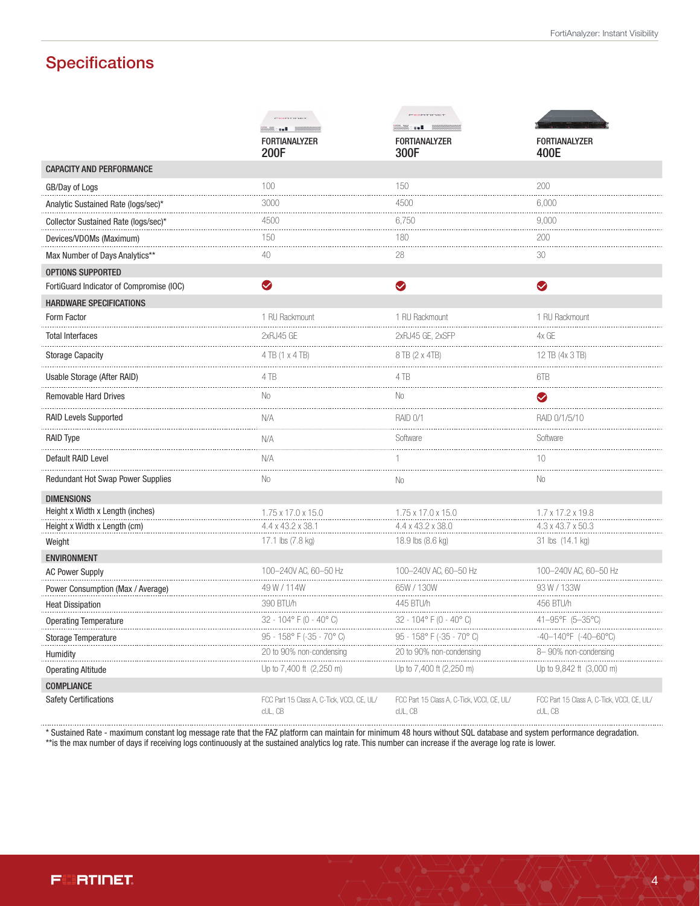## Specifications

| | FORTIANALYZER 200F | FORTIANALYZER 300F | FORTIANALYZER 400E |
|---|---|---|---|
| **CAPACITY AND PERFORMANCE** | | | |
| GB/Day of Logs | 100 | 150 | 200 |
| Analytic Sustained Rate (logs/sec)* | 3000 | 4500 | 6,000 |
| Collector Sustained Rate (logs/sec)* | 4500 | 6,750 | 9,000 |
| Devices/VDOMs (Maximum) | 150 | 180 | 200 |
| Max Number of Days Analytics** | 40 | 28 | 30 |
| **OPTIONS SUPPORTED** | | | |
| FortiGuard Indicator of Compromise (IOC) | ✔ | ✔ | ✔ |
| **HARDWARE SPECIFICATIONS** | | | |
| Form Factor | 1 RU Rackmount | 1 RU Rackmount | 1 RU Rackmount |
| Total Interfaces | 2xRJ45 GE | 2xRJ45 GE, 2xSFP | 4x GE |
| Storage Capacity | 4 TB (1 x 4 TB) | 8 TB (2 x 4TB) | 12 TB (4x 3 TB) |
| Usable Storage (After RAID) | 4 TB | 4 TB | 6TB |
| Removable Hard Drives | No | No | ✔ |
| RAID Levels Supported | N/A | RAID 0/1 | RAID 0/1/5/10 |
| RAID Type | N/A | Software | Software |
| Default RAID Level | N/A | 1 | 10 |
| Redundant Hot Swap Power Supplies | No | No | No |
| **DIMENSIONS** | | | |
| Height x Width x Length (inches) | 1.75 x 17.0 x 15.0 | 1.75 x 17.0 x 15.0 | 1.7 x 17.2 x 19.8 |
| Height x Width x Length (cm) | 4.4 x 43.2 x 38.1 | 4.4 x 43.2 x 38.0 | 4.3 x 43.7 x 50.3 |
| Weight | 17.1 lbs (7.8 kg) | 18.9 lbs (8.6 kg) | 31 lbs (14.1 kg) |
| **ENVIRONMENT** | | | |
| AC Power Supply | 100–240V AC, 60–50 Hz | 100–240V AC, 60–50 Hz | 100–240V AC, 60–50 Hz |
| Power Consumption (Max / Average) | 49 W / 114W | 65W / 130W | 93 W / 133W |
| Heat Dissipation | 390 BTU/h | 445 BTU/h | 456 BTU/h |
| Operating Temperature | 32 - 104° F (0 - 40° C) | 32 - 104° F (0 - 40° C) | 41–95°F (5–35°C) |
| Storage Temperature | 95 - 158° F (-35 - 70° C) | 95 - 158° F (-35 - 70° C) | -40–140°F (-40–60°C) |
| Humidity | 20 to 90% non-condensing | 20 to 90% non-condensing | 8– 90% non-condensing |
| Operating Altitude | Up to 7,400 ft (2,250 m) | Up to 7,400 ft (2,250 m) | Up to 9,842 ft (3,000 m) |
| **COMPLIANCE** | | | |
| Safety Certifications | FCC Part 15 Class A, C-Tick, VCCI, CE, UL/cUL, CB | FCC Part 15 Class A, C-Tick, VCCI, CE, UL/cUL, CB | FCC Part 15 Class A, C-Tick, VCCI, CE, UL/cUL, CB |

* Sustained Rate - maximum constant log message rate that the FAZ platform can maintain for minimum 48 hours without SQL database and system performance degradation.
**is the max number of days if receiving logs continuously at the sustained analytics log rate. This number can increase if the average log rate is lower.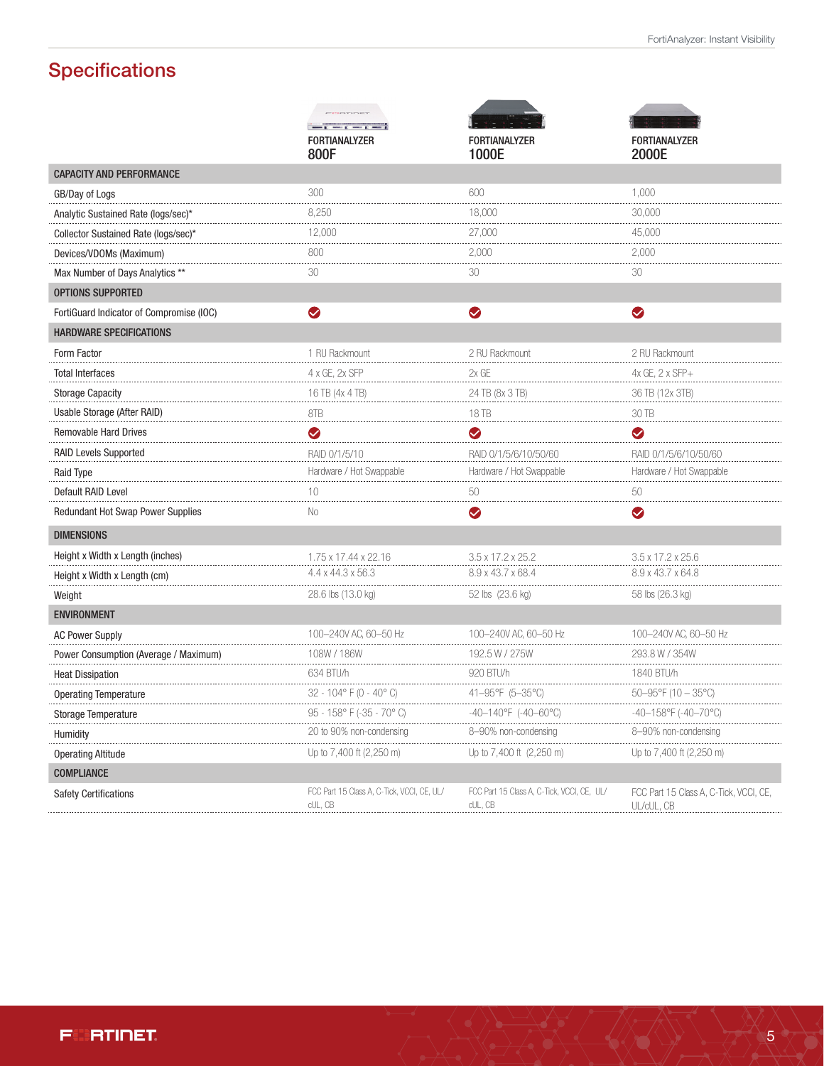## Specifications

| | FORTIANALYZER 800F | FORTIANALYZER 1000E | FORTIANALYZER 2000E |
|---|---|---|---|
| **CAPACITY AND PERFORMANCE** | | | |
| GB/Day of Logs | 300 | 600 | 1,000 |
| Analytic Sustained Rate (logs/sec)* | 8,250 | 18,000 | 30,000 |
| Collector Sustained Rate (logs/sec)* | 12,000 | 27,000 | 45,000 |
| Devices/VDOMs (Maximum) | 800 | 2,000 | 2,000 |
| Max Number of Days Analytics ** | 30 | 30 | 30 |
| **OPTIONS SUPPORTED** | | | |
| FortiGuard Indicator of Compromise (IOC) | ✔ | ✔ | ✔ |
| **HARDWARE SPECIFICATIONS** | | | |
| Form Factor | 1 RU Rackmount | 2 RU Rackmount | 2 RU Rackmount |
| Total Interfaces | 4 x GE, 2x SFP | 2x GE | 4x GE, 2 x SFP+ |
| Storage Capacity | 16 TB (4x 4 TB) | 24 TB (8x 3 TB) | 36 TB (12x 3TB) |
| Usable Storage (After RAID) | 8TB | 18 TB | 30 TB |
| Removable Hard Drives | ✔ | ✔ | ✔ |
| RAID Levels Supported | RAID 0/1/5/10 | RAID 0/1/5/6/10/50/60 | RAID 0/1/5/6/10/50/60 |
| Raid Type | Hardware / Hot Swappable | Hardware / Hot Swappable | Hardware / Hot Swappable |
| Default RAID Level | 10 | 50 | 50 |
| Redundant Hot Swap Power Supplies | No | ✔ | ✔ |
| **DIMENSIONS** | | | |
| Height x Width x Length (inches) | 1.75 x 17.44 x 22.16 | 3.5 x 17.2 x 25.2 | 3.5 x 17.2 x 25.6 |
| Height x Width x Length (cm) | 4.4 x 44.3 x 56.3 | 8.9 x 43.7 x 68.4 | 8.9 x 43.7 x 64.8 |
| Weight | 28.6 lbs (13.0 kg) | 52 lbs (23.6 kg) | 58 lbs (26.3 kg) |
| **ENVIRONMENT** | | | |
| AC Power Supply | 100–240V AC, 60–50 Hz | 100–240V AC, 60–50 Hz | 100–240V AC, 60–50 Hz |
| Power Consumption (Average / Maximum) | 108W / 186W | 192.5 W / 275W | 293.8 W / 354W |
| Heat Dissipation | 634 BTU/h | 920 BTU/h | 1840 BTU/h |
| Operating Temperature | 32 - 104° F (0 - 40° C) | 41–95°F (5–35°C) | 50–95°F (10 – 35°C) |
| Storage Temperature | 95 - 158° F (-35 - 70° C) | -40–140°F (-40–60°C) | -40–158°F (-40–70°C) |
| Humidity | 20 to 90% non-condensing | 8–90% non-condensing | 8–90% non-condensing |
| Operating Altitude | Up to 7,400 ft (2,250 m) | Up to 7,400 ft (2,250 m) | Up to 7,400 ft (2,250 m) |
| **COMPLIANCE** | | | |
| Safety Certifications | FCC Part 15 Class A, C-Tick, VCCI, CE, UL/cUL, CB | FCC Part 15 Class A, C-Tick, VCCI, CE, UL/cUL, CB | FCC Part 15 Class A, C-Tick, VCCI, CE, UL/cUL, CB |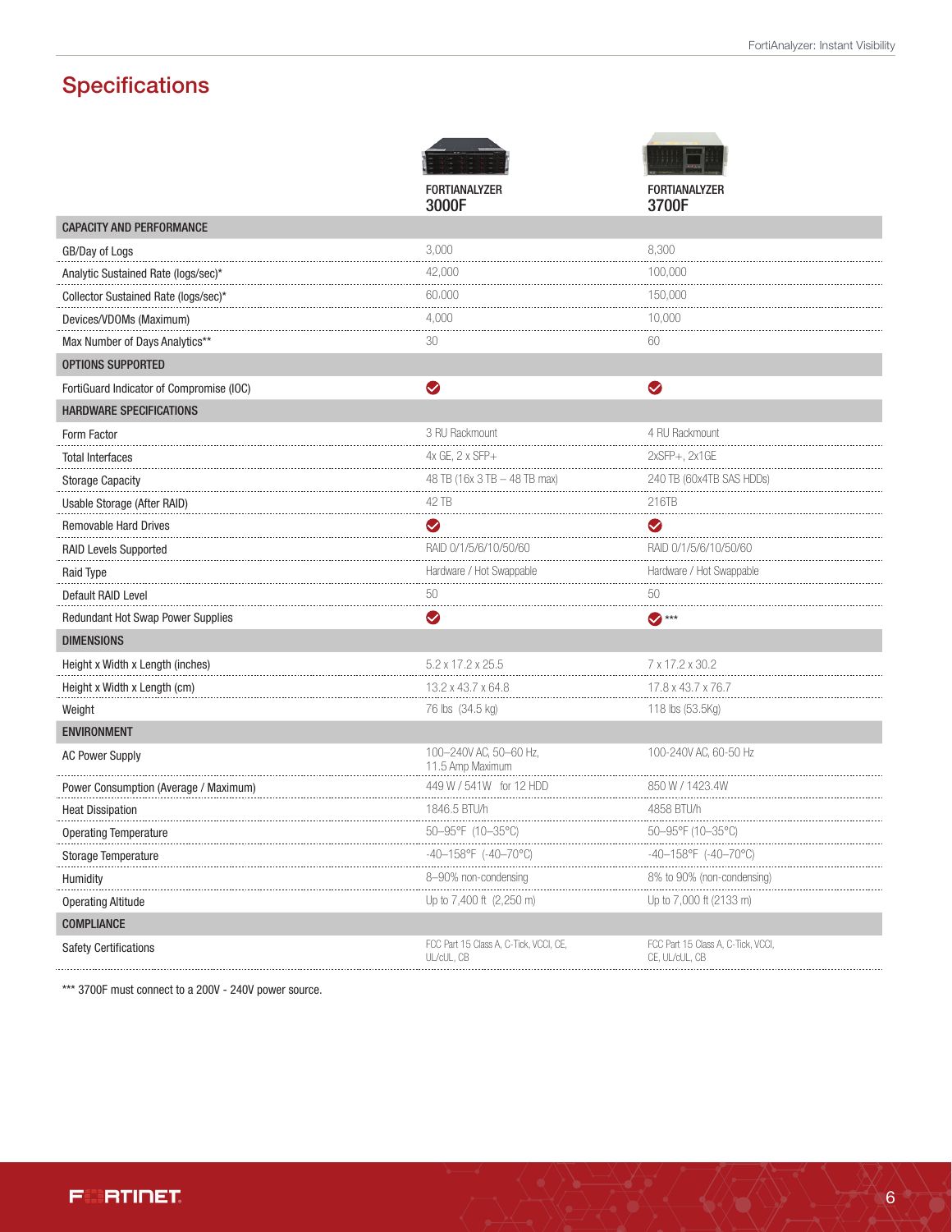## Specifications

| | FORTIANALYZER 3000F | FORTIANALYZER 3700F |
|---|---|---|
| **CAPACITY AND PERFORMANCE** | | |
| GB/Day of Logs | 3,000 | 8,300 |
| Analytic Sustained Rate (logs/sec)* | 42,000 | 100,000 |
| Collector Sustained Rate (logs/sec)* | 60,000 | 150,000 |
| Devices/VDOMs (Maximum) | 4,000 | 10,000 |
| Max Number of Days Analytics** | 30 | 60 |
| **OPTIONS SUPPORTED** | | |
| FortiGuard Indicator of Compromise (IOC) | ✔ | ✔ |
| **HARDWARE SPECIFICATIONS** | | |
| Form Factor | 3 RU Rackmount | 4 RU Rackmount |
| Total Interfaces | 4x GE, 2 x SFP+ | 2xSFP+, 2x1GE |
| Storage Capacity | 48 TB (16x 3 TB – 48 TB max) | 240 TB (60x4TB SAS HDDs) |
| Usable Storage (After RAID) | 42 TB | 216TB |
| Removable Hard Drives | ✔ | ✔ |
| RAID Levels Supported | RAID 0/1/5/6/10/50/60 | RAID 0/1/5/6/10/50/60 |
| Raid Type | Hardware / Hot Swappable | Hardware / Hot Swappable |
| Default RAID Level | 50 | 50 |
| Redundant Hot Swap Power Supplies | ✔ | ✔ *** |
| **DIMENSIONS** | | |
| Height x Width x Length (inches) | 5.2 x 17.2 x 25.5 | 7 x 17.2 x 30.2 |
| Height x Width x Length (cm) | 13.2 x 43.7 x 64.8 | 17.8 x 43.7 x 76.7 |
| Weight | 76 lbs (34.5 kg) | 118 lbs (53.5Kg) |
| **ENVIRONMENT** | | |
| AC Power Supply | 100–240V AC, 50–60 Hz, 11.5 Amp Maximum | 100-240V AC, 60-50 Hz |
| Power Consumption (Average / Maximum) | 449 W / 541W for 12 HDD | 850 W / 1423.4W |
| Heat Dissipation | 1846.5 BTU/h | 4858 BTU/h |
| Operating Temperature | 50–95°F (10–35°C) | 50–95°F (10–35°C) |
| Storage Temperature | -40–158°F (-40–70°C) | -40–158°F (-40–70°C) |
| Humidity | 8–90% non-condensing | 8% to 90% (non-condensing) |
| Operating Altitude | Up to 7,400 ft (2,250 m) | Up to 7,000 ft (2133 m) |
| **COMPLIANCE** | | |
| Safety Certifications | FCC Part 15 Class A, C-Tick, VCCI, CE, UL/cUL, CB | FCC Part 15 Class A, C-Tick, VCCI, CE, UL/cUL, CB |

*** 3700F must connect to a 200V - 240V power source.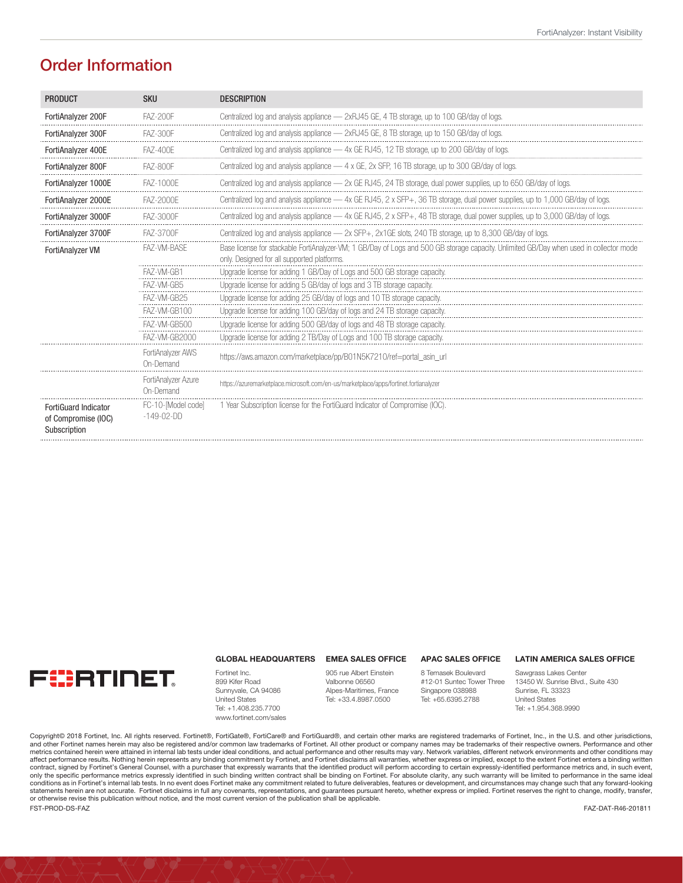## Order Information

| PRODUCT | SKU | DESCRIPTION |
|---|---|---|
| FortiAnalyzer 200F | FAZ-200F | Centralized log and analysis appliance — 2xRJ45 GE, 4 TB storage, up to 100 GB/day of logs. |
| FortiAnalyzer 300F | FAZ-300F | Centralized log and analysis appliance — 2xRJ45 GE, 8 TB storage, up to 150 GB/day of logs. |
| FortiAnalyzer 400E | FAZ-400E | Centralized log and analysis appliance — 4x GE RJ45, 12 TB storage, up to 200 GB/day of logs. |
| FortiAnalyzer 800F | FAZ-800F | Centralized log and analysis appliance — 4 x GE, 2x SFP, 16 TB storage, up to 300 GB/day of logs. |
| FortiAnalyzer 1000E | FAZ-1000E | Centralized log and analysis appliance — 2x GE RJ45, 24 TB storage, dual power supplies, up to 650 GB/day of logs. |
| FortiAnalyzer 2000E | FAZ-2000E | Centralized log and analysis appliance — 4x GE RJ45, 2 x SFP+, 36 TB storage, dual power supplies, up to 1,000 GB/day of logs. |
| FortiAnalyzer 3000F | FAZ-3000F | Centralized log and analysis appliance — 4x GE RJ45, 2 x SFP+, 48 TB storage, dual power supplies, up to 3,000 GB/day of logs. |
| FortiAnalyzer 3700F | FAZ-3700F | Centralized log and analysis appliance — 2x SFP+, 2x1GE slots, 240 TB storage, up to 8,300 GB/day of logs. |
| FortiAnalyzer VM | FAZ-VM-BASE | Base license for stackable FortiAnalyzer-VM; 1 GB/Day of Logs and 500 GB storage capacity. Unlimited GB/Day when used in collector mode only. Designed for all supported platforms. |
| | FAZ-VM-GB1 | Upgrade license for adding 1 GB/Day of Logs and 500 GB storage capacity. |
| | FAZ-VM-GB5 | Upgrade license for adding 5 GB/day of logs and 3 TB storage capacity. |
| | FAZ-VM-GB25 | Upgrade license for adding 25 GB/day of logs and 10 TB storage capacity. |
| | FAZ-VM-GB100 | Upgrade license for adding 100 GB/day of logs and 24 TB storage capacity. |
| | FAZ-VM-GB500 | Upgrade license for adding 500 GB/day of logs and 48 TB storage capacity. |
| | FAZ-VM-GB2000 | Upgrade license for adding 2 TB/Day of Logs and 100 TB storage capacity. |
| | FortiAnalyzer AWS On-Demand | https://aws.amazon.com/marketplace/pp/B01N5K7210/ref=portal_asin_url |
| | FortiAnalyzer Azure On-Demand | https://azuremarketplace.microsoft.com/en-us/marketplace/apps/fortinet.fortianalyzer |
| FortiGuard Indicator of Compromise (IOC) Subscription | FC-10-[Model code]-149-02-DD | 1 Year Subscription license for the FortiGuard Indicator of Compromise (IOC). |

FORTINET

**GLOBAL HEADQUARTERS**
Fortinet Inc.
899 Kifer Road
Sunnyvale, CA 94086
United States
Tel: +1.408.235.7700
www.fortinet.com/sales

**EMEA SALES OFFICE**
905 rue Albert Einstein
Valbonne 06560
Alpes-Maritimes, France
Tel: +33.4.8987.0500

**APAC SALES OFFICE**
8 Temasek Boulevard
#12-01 Suntec Tower Three
Singapore 038988
Tel: +65.6395.2788

**LATIN AMERICA SALES OFFICE**
Sawgrass Lakes Center
13450 W. Sunrise Blvd., Suite 430
Sunrise, FL 33323
United States
Tel: +1.954.368.9990

Copyright© 2018 Fortinet, Inc. All rights reserved. Fortinet®, FortiGate®, FortiCare® and FortiGuard®, and certain other marks are registered trademarks of Fortinet, Inc., in the U.S. and other jurisdictions, and other Fortinet names herein may also be registered and/or common law trademarks of Fortinet. All other product or company names may be trademarks of their respective owners. Performance and other metrics contained herein were attained in internal lab tests under ideal conditions, and actual performance and other results may vary. Network variables, different network environments and other conditions may affect performance results. Nothing herein represents any binding commitment by Fortinet, and Fortinet disclaims all warranties, whether express or implied, except to the extent Fortinet enters a binding written contract, signed by Fortinet's General Counsel, with a purchaser that expressly warrants that the identified product will perform according to certain expressly-identified performance metrics and, in such event, only the specific performance metrics expressly identified in such binding written contract shall be binding on Fortinet. For absolute clarity, any such warranty will be limited to performance in the same ideal conditions as in Fortinet's internal lab tests. In no event does Fortinet make any commitment related to future deliverables, features or development, and circumstances may change such that any forward-looking statements herein are not accurate. Fortinet disclaims in full any covenants, representations, and guarantees pursuant hereto, whether express or implied. Fortinet reserves the right to change, modify, transfer, or otherwise revise this publication without notice, and the most current version of the publication shall be applicable.

FST-PROD-DS-FAZ

FAZ-DAT-R46-201811